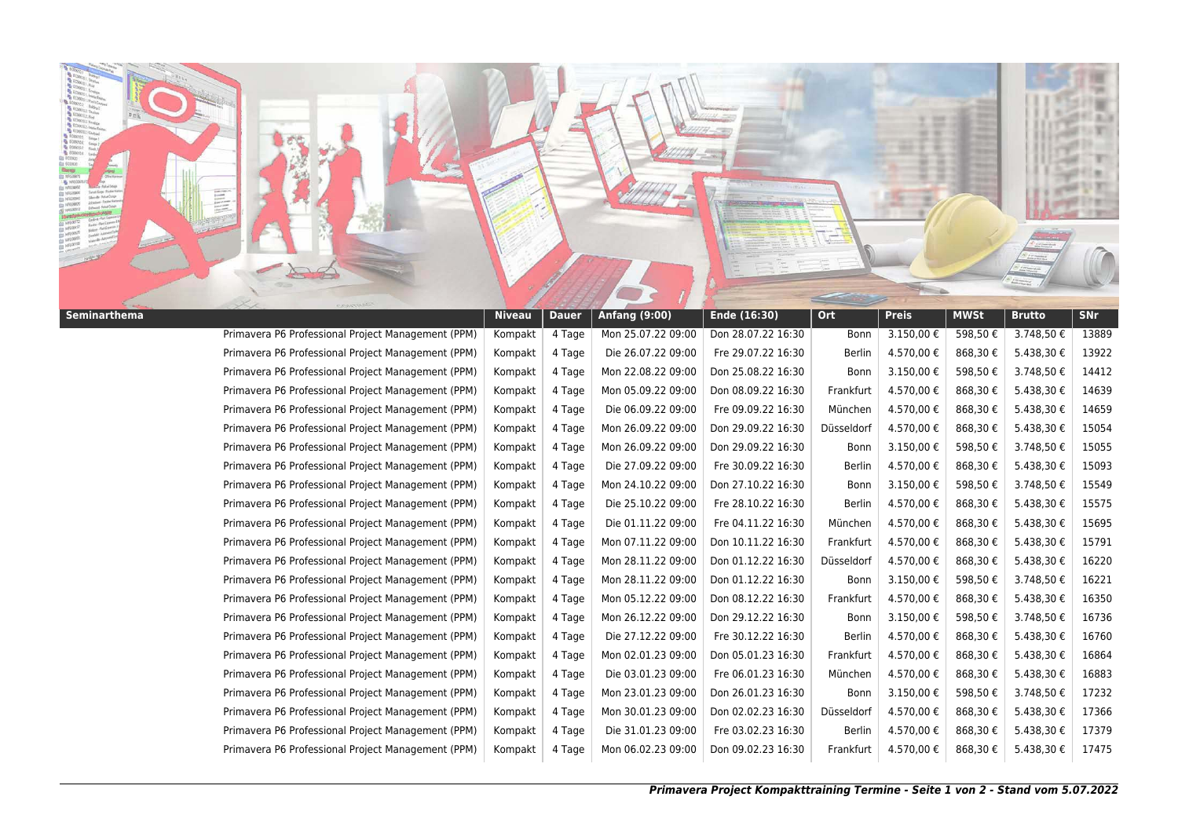| Seminarthema | Niveau | Dauer | Anfang (9:00) | Ende (16:30) | Ort | Preis | MWSt | Brutto | SNr |
|---|---|---|---|---|---|---|---|---|---|
| Primavera P6 Professional Project Management (PPM) | Kompakt | 4 Tage | Mon 25.07.22 09:00 | Don 28.07.22 16:30 | Bonn | 3.150,00 € | 598,50 € | 3.748,50 € | 13889 |
| Primavera P6 Professional Project Management (PPM) | Kompakt | 4 Tage | Die 26.07.22 09:00 | Fre 29.07.22 16:30 | Berlin | 4.570,00 € | 868,30 € | 5.438,30 € | 13922 |
| Primavera P6 Professional Project Management (PPM) | Kompakt | 4 Tage | Mon 22.08.22 09:00 | Don 25.08.22 16:30 | Bonn | 3.150,00 € | 598,50 € | 3.748,50 € | 14412 |
| Primavera P6 Professional Project Management (PPM) | Kompakt | 4 Tage | Mon 05.09.22 09:00 | Don 08.09.22 16:30 | Frankfurt | 4.570,00 € | 868,30 € | 5.438,30 € | 14639 |
| Primavera P6 Professional Project Management (PPM) | Kompakt | 4 Tage | Die 06.09.22 09:00 | Fre 09.09.22 16:30 | München | 4.570,00 € | 868,30 € | 5.438,30 € | 14659 |
| Primavera P6 Professional Project Management (PPM) | Kompakt | 4 Tage | Mon 26.09.22 09:00 | Don 29.09.22 16:30 | Düsseldorf | 4.570,00 € | 868,30 € | 5.438,30 € | 15054 |
| Primavera P6 Professional Project Management (PPM) | Kompakt | 4 Tage | Mon 26.09.22 09:00 | Don 29.09.22 16:30 | Bonn | 3.150,00 € | 598,50 € | 3.748,50 € | 15055 |
| Primavera P6 Professional Project Management (PPM) | Kompakt | 4 Tage | Die 27.09.22 09:00 | Fre 30.09.22 16:30 | Berlin | 4.570,00 € | 868,30 € | 5.438,30 € | 15093 |
| Primavera P6 Professional Project Management (PPM) | Kompakt | 4 Tage | Mon 24.10.22 09:00 | Don 27.10.22 16:30 | Bonn | 3.150,00 € | 598,50 € | 3.748,50 € | 15549 |
| Primavera P6 Professional Project Management (PPM) | Kompakt | 4 Tage | Die 25.10.22 09:00 | Fre 28.10.22 16:30 | Berlin | 4.570,00 € | 868,30 € | 5.438,30 € | 15575 |
| Primavera P6 Professional Project Management (PPM) | Kompakt | 4 Tage | Die 01.11.22 09:00 | Fre 04.11.22 16:30 | München | 4.570,00 € | 868,30 € | 5.438,30 € | 15695 |
| Primavera P6 Professional Project Management (PPM) | Kompakt | 4 Tage | Mon 07.11.22 09:00 | Don 10.11.22 16:30 | Frankfurt | 4.570,00 € | 868,30 € | 5.438,30 € | 15791 |
| Primavera P6 Professional Project Management (PPM) | Kompakt | 4 Tage | Mon 28.11.22 09:00 | Don 01.12.22 16:30 | Düsseldorf | 4.570,00 € | 868,30 € | 5.438,30 € | 16220 |
| Primavera P6 Professional Project Management (PPM) | Kompakt | 4 Tage | Mon 28.11.22 09:00 | Don 01.12.22 16:30 | Bonn | 3.150,00 € | 598,50 € | 3.748,50 € | 16221 |
| Primavera P6 Professional Project Management (PPM) | Kompakt | 4 Tage | Mon 05.12.22 09:00 | Don 08.12.22 16:30 | Frankfurt | 4.570,00 € | 868,30 € | 5.438,30 € | 16350 |
| Primavera P6 Professional Project Management (PPM) | Kompakt | 4 Tage | Mon 26.12.22 09:00 | Don 29.12.22 16:30 | Bonn | 3.150,00 € | 598,50 € | 3.748,50 € | 16736 |
| Primavera P6 Professional Project Management (PPM) | Kompakt | 4 Tage | Die 27.12.22 09:00 | Fre 30.12.22 16:30 | Berlin | 4.570,00 € | 868,30 € | 5.438,30 € | 16760 |
| Primavera P6 Professional Project Management (PPM) | Kompakt | 4 Tage | Mon 02.01.23 09:00 | Don 05.01.23 16:30 | Frankfurt | 4.570,00 € | 868,30 € | 5.438,30 € | 16864 |
| Primavera P6 Professional Project Management (PPM) | Kompakt | 4 Tage | Die 03.01.23 09:00 | Fre 06.01.23 16:30 | München | 4.570,00 € | 868,30 € | 5.438,30 € | 16883 |
| Primavera P6 Professional Project Management (PPM) | Kompakt | 4 Tage | Mon 23.01.23 09:00 | Don 26.01.23 16:30 | Bonn | 3.150,00 € | 598,50 € | 3.748,50 € | 17232 |
| Primavera P6 Professional Project Management (PPM) | Kompakt | 4 Tage | Mon 30.01.23 09:00 | Don 02.02.23 16:30 | Düsseldorf | 4.570,00 € | 868,30 € | 5.438,30 € | 17366 |
| Primavera P6 Professional Project Management (PPM) | Kompakt | 4 Tage | Die 31.01.23 09:00 | Fre 03.02.23 16:30 | Berlin | 4.570,00 € | 868,30 € | 5.438,30 € | 17379 |
| Primavera P6 Professional Project Management (PPM) | Kompakt | 4 Tage | Mon 06.02.23 09:00 | Don 09.02.23 16:30 | Frankfurt | 4.570,00 € | 868,30 € | 5.438,30 € | 17475 |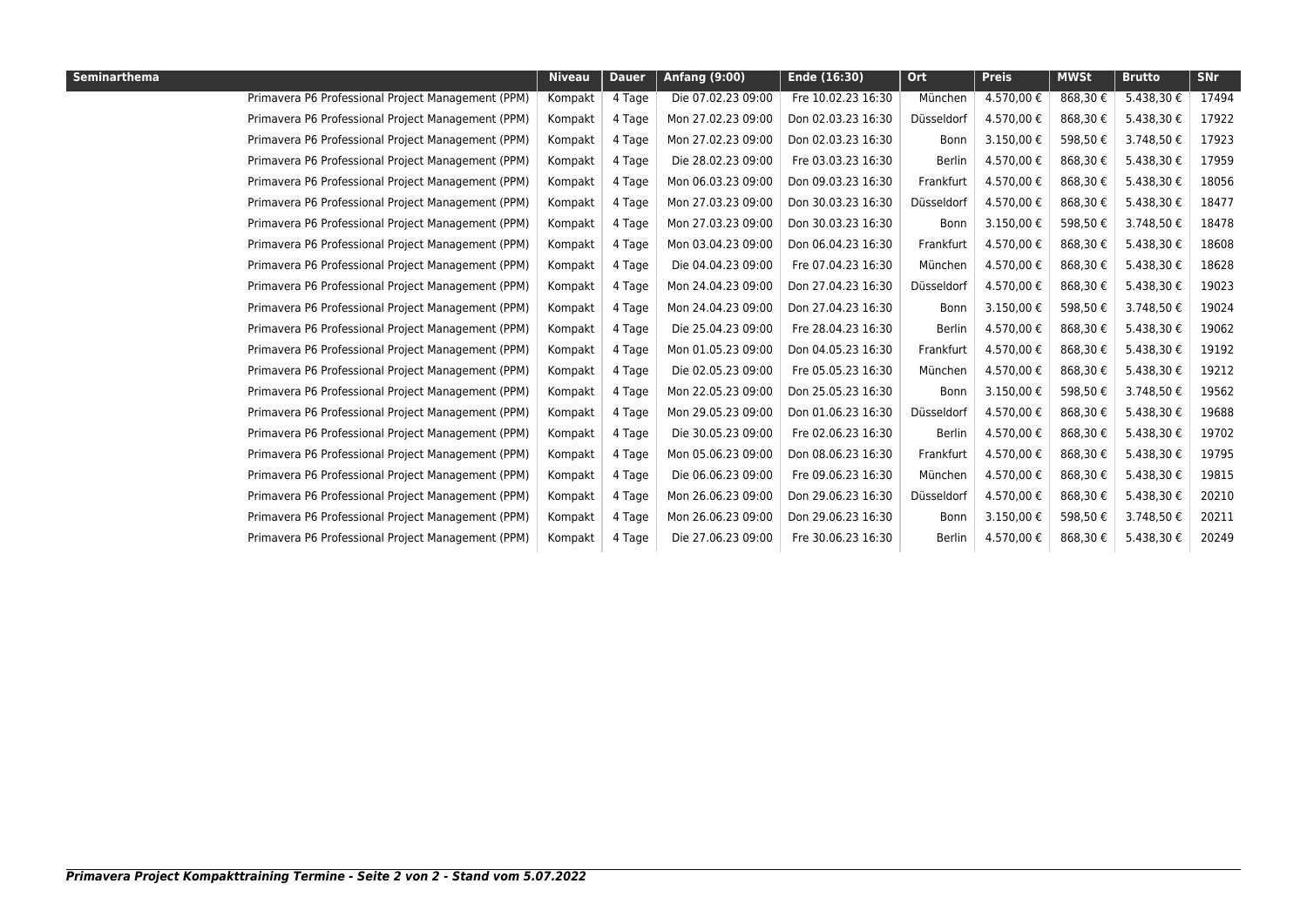| Seminarthema | Niveau | Dauer | Anfang (9:00) | Ende (16:30) | Ort | Preis | MWSt | Brutto | SNr |
|---|---|---|---|---|---|---|---|---|---|
| Primavera P6 Professional Project Management (PPM) | Kompakt | 4 Tage | Die 07.02.23 09:00 | Fre 10.02.23 16:30 | München | 4.570,00 € | 868,30 € | 5.438,30 € | 17494 |
| Primavera P6 Professional Project Management (PPM) | Kompakt | 4 Tage | Mon 27.02.23 09:00 | Don 02.03.23 16:30 | Düsseldorf | 4.570,00 € | 868,30 € | 5.438,30 € | 17922 |
| Primavera P6 Professional Project Management (PPM) | Kompakt | 4 Tage | Mon 27.02.23 09:00 | Don 02.03.23 16:30 | Bonn | 3.150,00 € | 598,50 € | 3.748,50 € | 17923 |
| Primavera P6 Professional Project Management (PPM) | Kompakt | 4 Tage | Die 28.02.23 09:00 | Fre 03.03.23 16:30 | Berlin | 4.570,00 € | 868,30 € | 5.438,30 € | 17959 |
| Primavera P6 Professional Project Management (PPM) | Kompakt | 4 Tage | Mon 06.03.23 09:00 | Don 09.03.23 16:30 | Frankfurt | 4.570,00 € | 868,30 € | 5.438,30 € | 18056 |
| Primavera P6 Professional Project Management (PPM) | Kompakt | 4 Tage | Mon 27.03.23 09:00 | Don 30.03.23 16:30 | Düsseldorf | 4.570,00 € | 868,30 € | 5.438,30 € | 18477 |
| Primavera P6 Professional Project Management (PPM) | Kompakt | 4 Tage | Mon 27.03.23 09:00 | Don 30.03.23 16:30 | Bonn | 3.150,00 € | 598,50 € | 3.748,50 € | 18478 |
| Primavera P6 Professional Project Management (PPM) | Kompakt | 4 Tage | Mon 03.04.23 09:00 | Don 06.04.23 16:30 | Frankfurt | 4.570,00 € | 868,30 € | 5.438,30 € | 18608 |
| Primavera P6 Professional Project Management (PPM) | Kompakt | 4 Tage | Die 04.04.23 09:00 | Fre 07.04.23 16:30 | München | 4.570,00 € | 868,30 € | 5.438,30 € | 18628 |
| Primavera P6 Professional Project Management (PPM) | Kompakt | 4 Tage | Mon 24.04.23 09:00 | Don 27.04.23 16:30 | Düsseldorf | 4.570,00 € | 868,30 € | 5.438,30 € | 19023 |
| Primavera P6 Professional Project Management (PPM) | Kompakt | 4 Tage | Mon 24.04.23 09:00 | Don 27.04.23 16:30 | Bonn | 3.150,00 € | 598,50 € | 3.748,50 € | 19024 |
| Primavera P6 Professional Project Management (PPM) | Kompakt | 4 Tage | Die 25.04.23 09:00 | Fre 28.04.23 16:30 | Berlin | 4.570,00 € | 868,30 € | 5.438,30 € | 19062 |
| Primavera P6 Professional Project Management (PPM) | Kompakt | 4 Tage | Mon 01.05.23 09:00 | Don 04.05.23 16:30 | Frankfurt | 4.570,00 € | 868,30 € | 5.438,30 € | 19192 |
| Primavera P6 Professional Project Management (PPM) | Kompakt | 4 Tage | Die 02.05.23 09:00 | Fre 05.05.23 16:30 | München | 4.570,00 € | 868,30 € | 5.438,30 € | 19212 |
| Primavera P6 Professional Project Management (PPM) | Kompakt | 4 Tage | Mon 22.05.23 09:00 | Don 25.05.23 16:30 | Bonn | 3.150,00 € | 598,50 € | 3.748,50 € | 19562 |
| Primavera P6 Professional Project Management (PPM) | Kompakt | 4 Tage | Mon 29.05.23 09:00 | Don 01.06.23 16:30 | Düsseldorf | 4.570,00 € | 868,30 € | 5.438,30 € | 19688 |
| Primavera P6 Professional Project Management (PPM) | Kompakt | 4 Tage | Die 30.05.23 09:00 | Fre 02.06.23 16:30 | Berlin | 4.570,00 € | 868,30 € | 5.438,30 € | 19702 |
| Primavera P6 Professional Project Management (PPM) | Kompakt | 4 Tage | Mon 05.06.23 09:00 | Don 08.06.23 16:30 | Frankfurt | 4.570,00 € | 868,30 € | 5.438,30 € | 19795 |
| Primavera P6 Professional Project Management (PPM) | Kompakt | 4 Tage | Die 06.06.23 09:00 | Fre 09.06.23 16:30 | München | 4.570,00 € | 868,30 € | 5.438,30 € | 19815 |
| Primavera P6 Professional Project Management (PPM) | Kompakt | 4 Tage | Mon 26.06.23 09:00 | Don 29.06.23 16:30 | Düsseldorf | 4.570,00 € | 868,30 € | 5.438,30 € | 20210 |
| Primavera P6 Professional Project Management (PPM) | Kompakt | 4 Tage | Mon 26.06.23 09:00 | Don 29.06.23 16:30 | Bonn | 3.150,00 € | 598,50 € | 3.748,50 € | 20211 |
| Primavera P6 Professional Project Management (PPM) | Kompakt | 4 Tage | Die 27.06.23 09:00 | Fre 30.06.23 16:30 | Berlin | 4.570,00 € | 868,30 € | 5.438,30 € | 20249 |